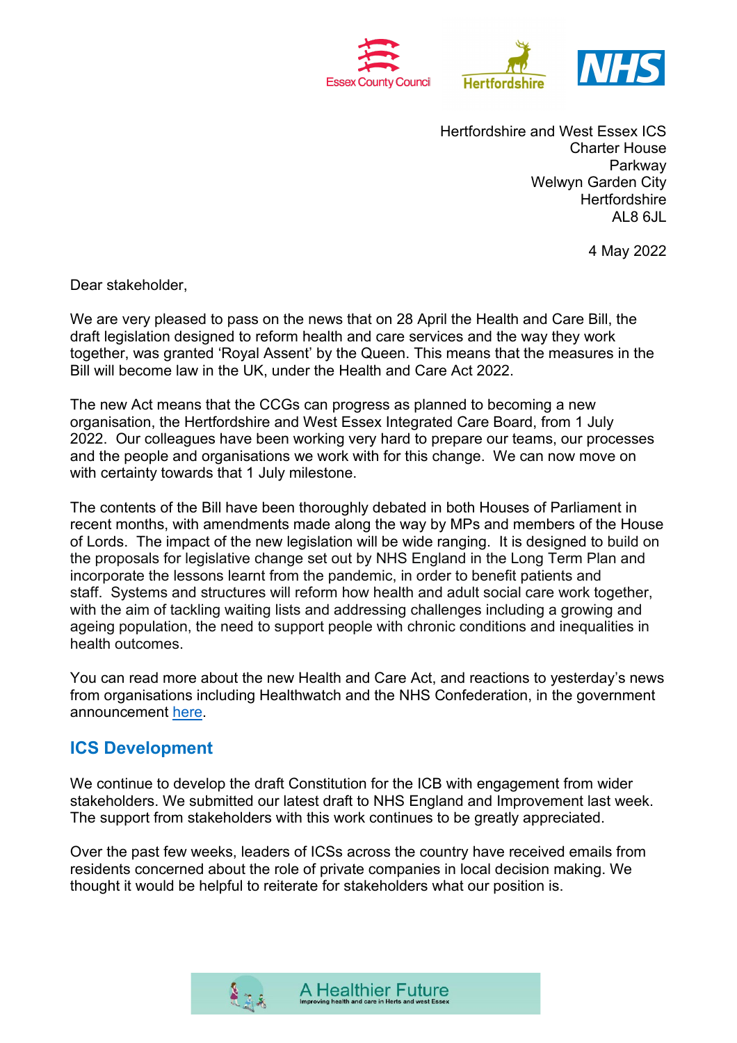Hertfordshire and West Essex ICS
Charter House
Parkway
Welwyn Garden City
Hertfordshire
AL8 6JL

4 May 2022

Dear stakeholder,

We are very pleased to pass on the news that on 28 April the Health and Care Bill, the draft legislation designed to reform health and care services and the way they work together, was granted 'Royal Assent' by the Queen. This means that the measures in the Bill will become law in the UK, under the Health and Care Act 2022.

The new Act means that the CCGs can progress as planned to becoming a new organisation, the Hertfordshire and West Essex Integrated Care Board, from 1 July 2022. Our colleagues have been working very hard to prepare our teams, our processes and the people and organisations we work with for this change. We can now move on with certainty towards that 1 July milestone.

The contents of the Bill have been thoroughly debated in both Houses of Parliament in recent months, with amendments made along the way by MPs and members of the House of Lords. The impact of the new legislation will be wide ranging. It is designed to build on the proposals for legislative change set out by NHS England in the Long Term Plan and incorporate the lessons learnt from the pandemic, in order to benefit patients and staff. Systems and structures will reform how health and adult social care work together, with the aim of tackling waiting lists and addressing challenges including a growing and ageing population, the need to support people with chronic conditions and inequalities in health outcomes.

You can read more about the new Health and Care Act, and reactions to yesterday's news from organisations including Healthwatch and the NHS Confederation, in the government announcement here.

## ICS Development

We continue to develop the draft Constitution for the ICB with engagement from wider stakeholders. We submitted our latest draft to NHS England and Improvement last week. The support from stakeholders with this work continues to be greatly appreciated.

Over the past few weeks, leaders of ICSs across the country have received emails from residents concerned about the role of private companies in local decision making. We thought it would be helpful to reiterate for stakeholders what our position is.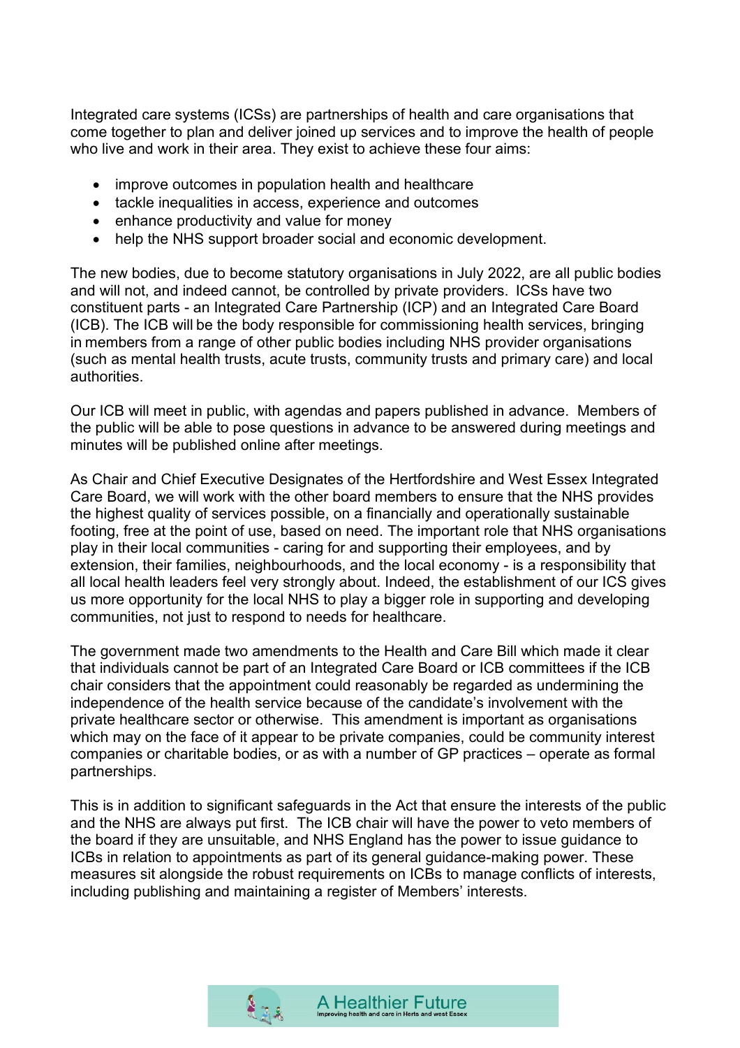Integrated care systems (ICSs) are partnerships of health and care organisations that come together to plan and deliver joined up services and to improve the health of people who live and work in their area. They exist to achieve these four aims:

- improve outcomes in population health and healthcare
- tackle inequalities in access, experience and outcomes
- enhance productivity and value for money
- help the NHS support broader social and economic development.

The new bodies, due to become statutory organisations in July 2022, are all public bodies and will not, and indeed cannot, be controlled by private providers. ICSs have two constituent parts - an Integrated Care Partnership (ICP) and an Integrated Care Board (ICB). The ICB will be the body responsible for commissioning health services, bringing in members from a range of other public bodies including NHS provider organisations (such as mental health trusts, acute trusts, community trusts and primary care) and local authorities.

Our ICB will meet in public, with agendas and papers published in advance. Members of the public will be able to pose questions in advance to be answered during meetings and minutes will be published online after meetings.

As Chair and Chief Executive Designates of the Hertfordshire and West Essex Integrated Care Board, we will work with the other board members to ensure that the NHS provides the highest quality of services possible, on a financially and operationally sustainable footing, free at the point of use, based on need. The important role that NHS organisations play in their local communities - caring for and supporting their employees, and by extension, their families, neighbourhoods, and the local economy - is a responsibility that all local health leaders feel very strongly about. Indeed, the establishment of our ICS gives us more opportunity for the local NHS to play a bigger role in supporting and developing communities, not just to respond to needs for healthcare.

The government made two amendments to the Health and Care Bill which made it clear that individuals cannot be part of an Integrated Care Board or ICB committees if the ICB chair considers that the appointment could reasonably be regarded as undermining the independence of the health service because of the candidate's involvement with the private healthcare sector or otherwise. This amendment is important as organisations which may on the face of it appear to be private companies, could be community interest companies or charitable bodies, or as with a number of GP practices – operate as formal partnerships.

This is in addition to significant safeguards in the Act that ensure the interests of the public and the NHS are always put first. The ICB chair will have the power to veto members of the board if they are unsuitable, and NHS England has the power to issue guidance to ICBs in relation to appointments as part of its general guidance-making power. These measures sit alongside the robust requirements on ICBs to manage conflicts of interests, including publishing and maintaining a register of Members' interests.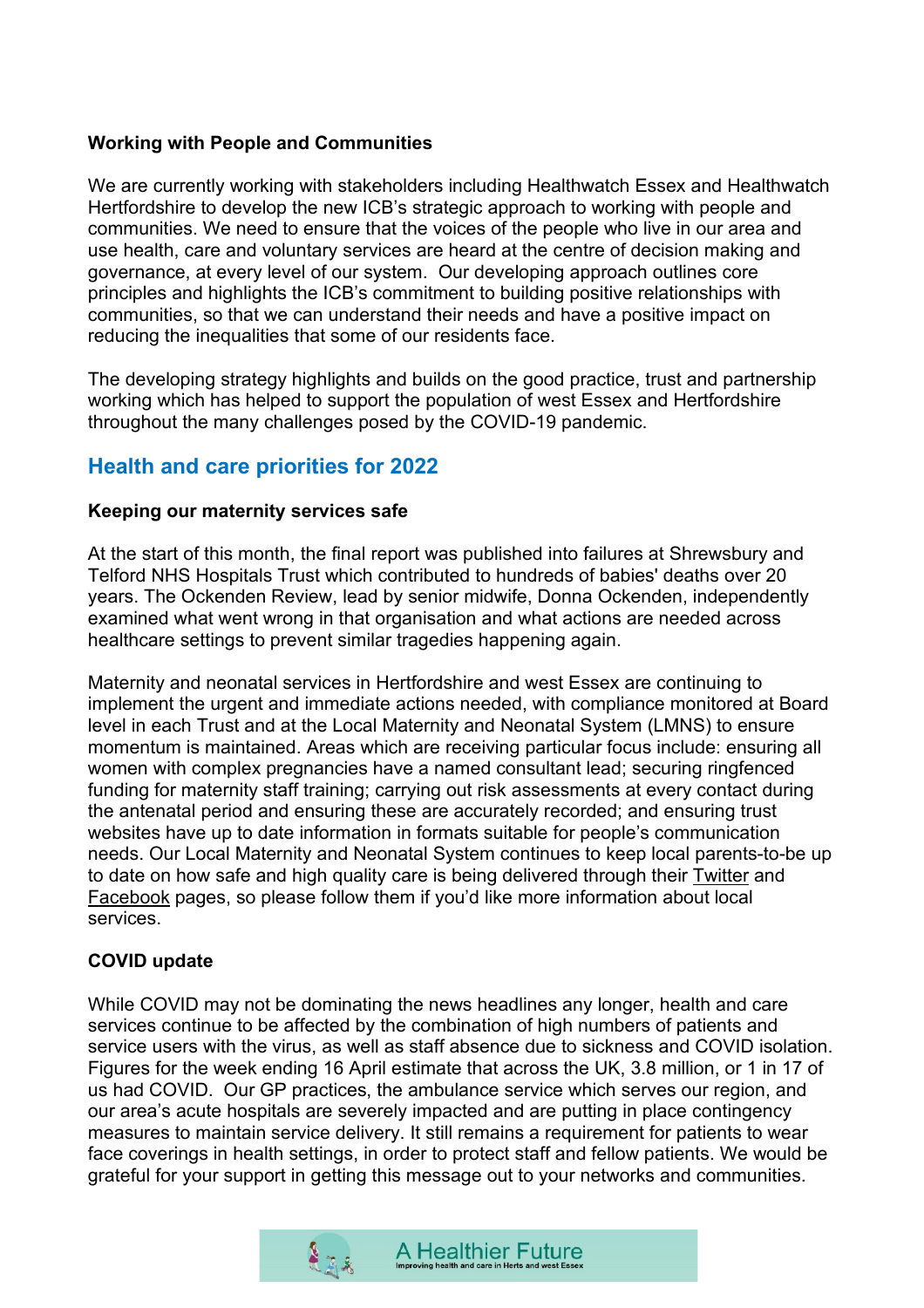**Working with People and Communities**

We are currently working with stakeholders including Healthwatch Essex and Healthwatch Hertfordshire to develop the new ICB's strategic approach to working with people and communities. We need to ensure that the voices of the people who live in our area and use health, care and voluntary services are heard at the centre of decision making and governance, at every level of our system. Our developing approach outlines core principles and highlights the ICB's commitment to building positive relationships with communities, so that we can understand their needs and have a positive impact on reducing the inequalities that some of our residents face.

The developing strategy highlights and builds on the good practice, trust and partnership working which has helped to support the population of west Essex and Hertfordshire throughout the many challenges posed by the COVID-19 pandemic.

## Health and care priorities for 2022

**Keeping our maternity services safe**

At the start of this month, the final report was published into failures at Shrewsbury and Telford NHS Hospitals Trust which contributed to hundreds of babies' deaths over 20 years. The Ockenden Review, lead by senior midwife, Donna Ockenden, independently examined what went wrong in that organisation and what actions are needed across healthcare settings to prevent similar tragedies happening again.

Maternity and neonatal services in Hertfordshire and west Essex are continuing to implement the urgent and immediate actions needed, with compliance monitored at Board level in each Trust and at the Local Maternity and Neonatal System (LMNS) to ensure momentum is maintained. Areas which are receiving particular focus include: ensuring all women with complex pregnancies have a named consultant lead; securing ringfenced funding for maternity staff training; carrying out risk assessments at every contact during the antenatal period and ensuring these are accurately recorded; and ensuring trust websites have up to date information in formats suitable for people's communication needs. Our Local Maternity and Neonatal System continues to keep local parents-to-be up to date on how safe and high quality care is being delivered through their Twitter and Facebook pages, so please follow them if you'd like more information about local services.

**COVID update**

While COVID may not be dominating the news headlines any longer, health and care services continue to be affected by the combination of high numbers of patients and service users with the virus, as well as staff absence due to sickness and COVID isolation. Figures for the week ending 16 April estimate that across the UK, 3.8 million, or 1 in 17 of us had COVID. Our GP practices, the ambulance service which serves our region, and our area's acute hospitals are severely impacted and are putting in place contingency measures to maintain service delivery. It still remains a requirement for patients to wear face coverings in health settings, in order to protect staff and fellow patients. We would be grateful for your support in getting this message out to your networks and communities.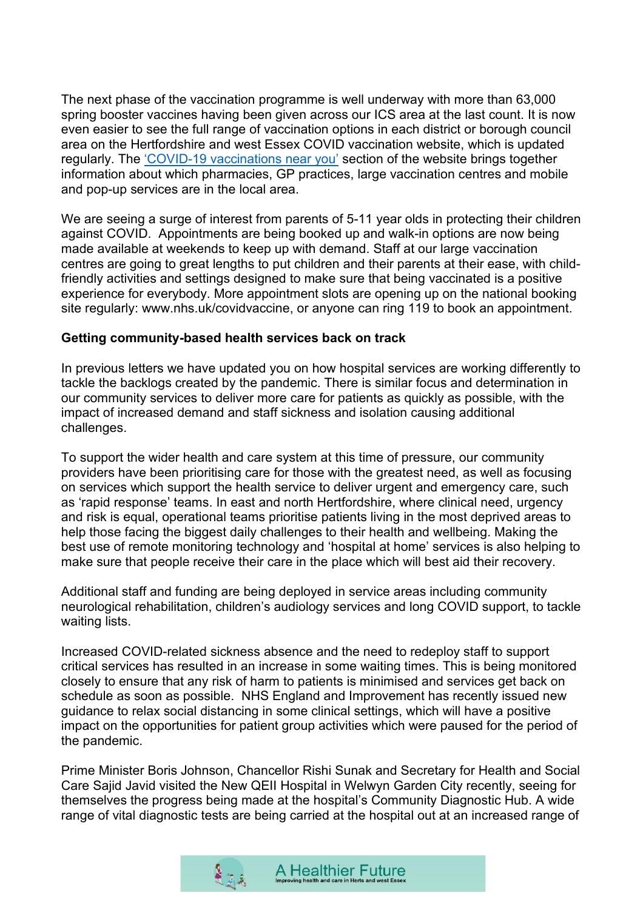The next phase of the vaccination programme is well underway with more than 63,000 spring booster vaccines having been given across our ICS area at the last count. It is now even easier to see the full range of vaccination options in each district or borough council area on the Hertfordshire and west Essex COVID vaccination website, which is updated regularly. The 'COVID-19 vaccinations near you' section of the website brings together information about which pharmacies, GP practices, large vaccination centres and mobile and pop-up services are in the local area.

We are seeing a surge of interest from parents of 5-11 year olds in protecting their children against COVID. Appointments are being booked up and walk-in options are now being made available at weekends to keep up with demand. Staff at our large vaccination centres are going to great lengths to put children and their parents at their ease, with child-friendly activities and settings designed to make sure that being vaccinated is a positive experience for everybody. More appointment slots are opening up on the national booking site regularly: www.nhs.uk/covidvaccine, or anyone can ring 119 to book an appointment.

**Getting community-based health services back on track**

In previous letters we have updated you on how hospital services are working differently to tackle the backlogs created by the pandemic. There is similar focus and determination in our community services to deliver more care for patients as quickly as possible, with the impact of increased demand and staff sickness and isolation causing additional challenges.

To support the wider health and care system at this time of pressure, our community providers have been prioritising care for those with the greatest need, as well as focusing on services which support the health service to deliver urgent and emergency care, such as 'rapid response' teams. In east and north Hertfordshire, where clinical need, urgency and risk is equal, operational teams prioritise patients living in the most deprived areas to help those facing the biggest daily challenges to their health and wellbeing. Making the best use of remote monitoring technology and 'hospital at home' services is also helping to make sure that people receive their care in the place which will best aid their recovery.

Additional staff and funding are being deployed in service areas including community neurological rehabilitation, children's audiology services and long COVID support, to tackle waiting lists.

Increased COVID-related sickness absence and the need to redeploy staff to support critical services has resulted in an increase in some waiting times. This is being monitored closely to ensure that any risk of harm to patients is minimised and services get back on schedule as soon as possible. NHS England and Improvement has recently issued new guidance to relax social distancing in some clinical settings, which will have a positive impact on the opportunities for patient group activities which were paused for the period of the pandemic.

Prime Minister Boris Johnson, Chancellor Rishi Sunak and Secretary for Health and Social Care Sajid Javid visited the New QEII Hospital in Welwyn Garden City recently, seeing for themselves the progress being made at the hospital's Community Diagnostic Hub. A wide range of vital diagnostic tests are being carried at the hospital out at an increased range of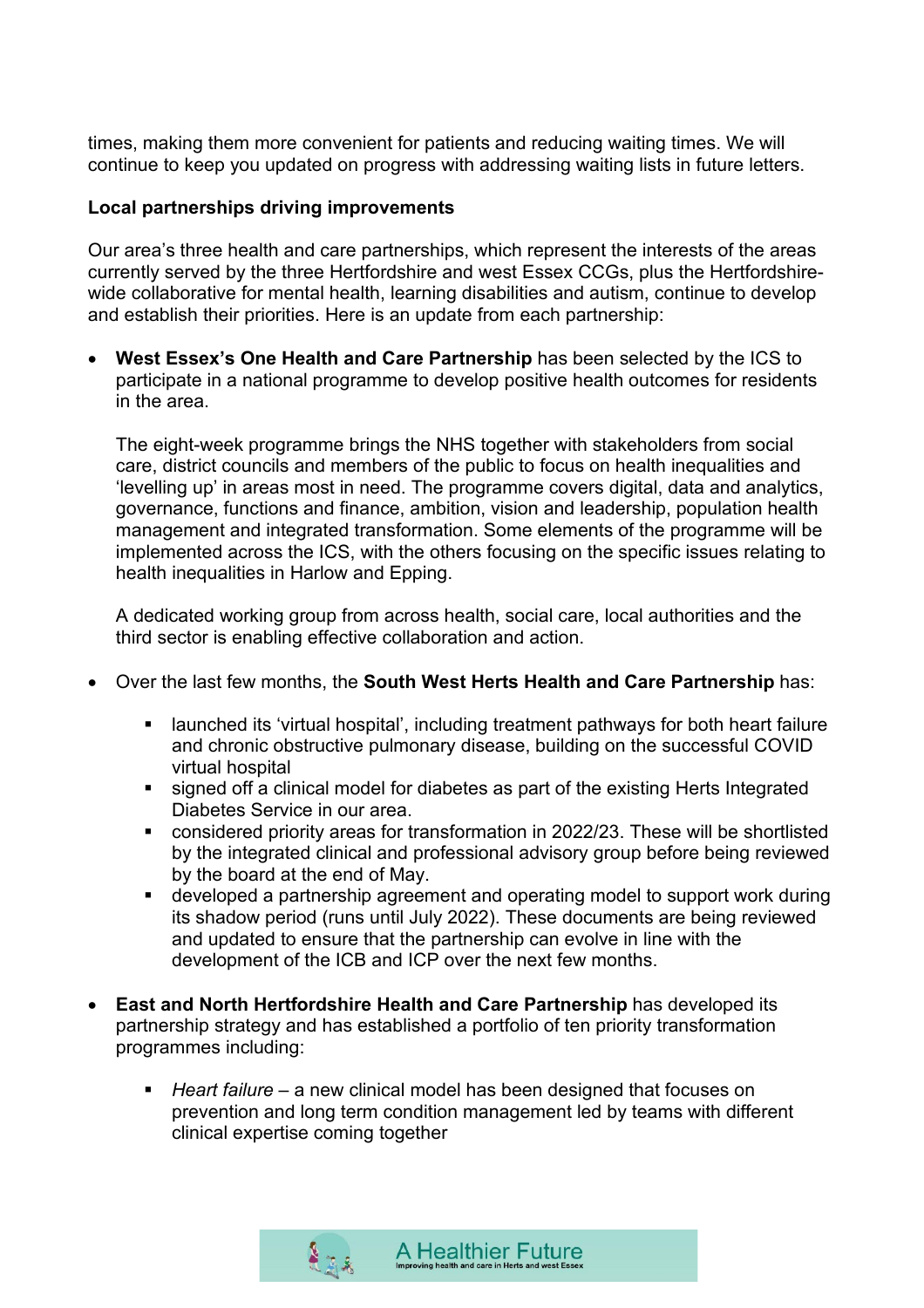times, making them more convenient for patients and reducing waiting times. We will continue to keep you updated on progress with addressing waiting lists in future letters.

**Local partnerships driving improvements**

Our area's three health and care partnerships, which represent the interests of the areas currently served by the three Hertfordshire and west Essex CCGs, plus the Hertfordshire-wide collaborative for mental health, learning disabilities and autism, continue to develop and establish their priorities. Here is an update from each partnership:

- **West Essex's One Health and Care Partnership** has been selected by the ICS to participate in a national programme to develop positive health outcomes for residents in the area.

  The eight-week programme brings the NHS together with stakeholders from social care, district councils and members of the public to focus on health inequalities and 'levelling up' in areas most in need. The programme covers digital, data and analytics, governance, functions and finance, ambition, vision and leadership, population health management and integrated transformation. Some elements of the programme will be implemented across the ICS, with the others focusing on the specific issues relating to health inequalities in Harlow and Epping.

  A dedicated working group from across health, social care, local authorities and the third sector is enabling effective collaboration and action.

- Over the last few months, the **South West Herts Health and Care Partnership** has:

  - launched its 'virtual hospital', including treatment pathways for both heart failure and chronic obstructive pulmonary disease, building on the successful COVID virtual hospital
  - signed off a clinical model for diabetes as part of the existing Herts Integrated Diabetes Service in our area.
  - considered priority areas for transformation in 2022/23. These will be shortlisted by the integrated clinical and professional advisory group before being reviewed by the board at the end of May.
  - developed a partnership agreement and operating model to support work during its shadow period (runs until July 2022). These documents are being reviewed and updated to ensure that the partnership can evolve in line with the development of the ICB and ICP over the next few months.

- **East and North Hertfordshire Health and Care Partnership** has developed its partnership strategy and has established a portfolio of ten priority transformation programmes including:

  - *Heart failure* – a new clinical model has been designed that focuses on prevention and long term condition management led by teams with different clinical expertise coming together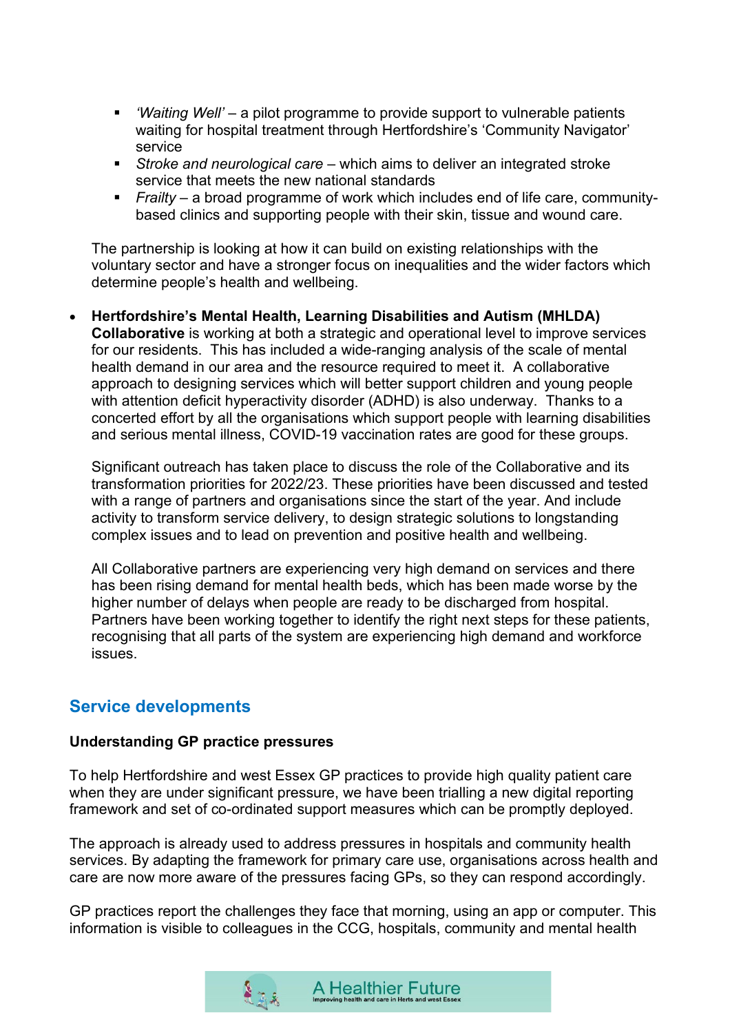- *'Waiting Well'* – a pilot programme to provide support to vulnerable patients waiting for hospital treatment through Hertfordshire's 'Community Navigator' service
  - *Stroke and neurological care* – which aims to deliver an integrated stroke service that meets the new national standards
  - *Frailty* – a broad programme of work which includes end of life care, community-based clinics and supporting people with their skin, tissue and wound care.

  The partnership is looking at how it can build on existing relationships with the voluntary sector and have a stronger focus on inequalities and the wider factors which determine people's health and wellbeing.

- **Hertfordshire's Mental Health, Learning Disabilities and Autism (MHLDA) Collaborative** is working at both a strategic and operational level to improve services for our residents. This has included a wide-ranging analysis of the scale of mental health demand in our area and the resource required to meet it. A collaborative approach to designing services which will better support children and young people with attention deficit hyperactivity disorder (ADHD) is also underway. Thanks to a concerted effort by all the organisations which support people with learning disabilities and serious mental illness, COVID-19 vaccination rates are good for these groups.

  Significant outreach has taken place to discuss the role of the Collaborative and its transformation priorities for 2022/23. These priorities have been discussed and tested with a range of partners and organisations since the start of the year. And include activity to transform service delivery, to design strategic solutions to longstanding complex issues and to lead on prevention and positive health and wellbeing.

  All Collaborative partners are experiencing very high demand on services and there has been rising demand for mental health beds, which has been made worse by the higher number of delays when people are ready to be discharged from hospital. Partners have been working together to identify the right next steps for these patients, recognising that all parts of the system are experiencing high demand and workforce issues.

## Service developments

**Understanding GP practice pressures**

To help Hertfordshire and west Essex GP practices to provide high quality patient care when they are under significant pressure, we have been trialling a new digital reporting framework and set of co-ordinated support measures which can be promptly deployed.

The approach is already used to address pressures in hospitals and community health services. By adapting the framework for primary care use, organisations across health and care are now more aware of the pressures facing GPs, so they can respond accordingly.

GP practices report the challenges they face that morning, using an app or computer. This information is visible to colleagues in the CCG, hospitals, community and mental health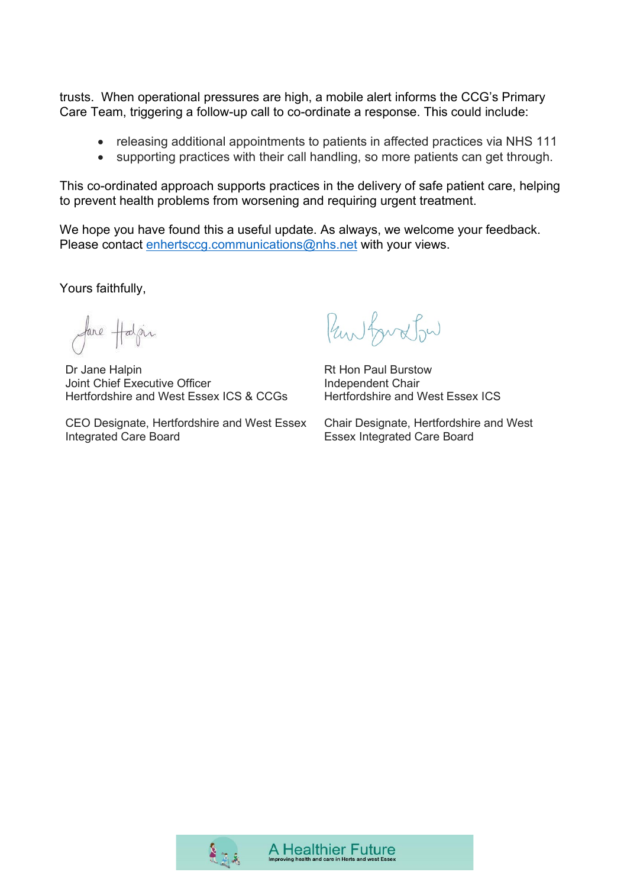trusts. When operational pressures are high, a mobile alert informs the CCG's Primary Care Team, triggering a follow-up call to co-ordinate a response. This could include:

- releasing additional appointments to patients in affected practices via NHS 111
- supporting practices with their call handling, so more patients can get through.

This co-ordinated approach supports practices in the delivery of safe patient care, helping to prevent health problems from worsening and requiring urgent treatment.

We hope you have found this a useful update. As always, we welcome your feedback. Please contact enhertsccg.communications@nhs.net with your views.

Yours faithfully,

Dr Jane Halpin
Joint Chief Executive Officer
Hertfordshire and West Essex ICS & CCGs

CEO Designate, Hertfordshire and West Essex Integrated Care Board

Rt Hon Paul Burstow
Independent Chair
Hertfordshire and West Essex ICS

Chair Designate, Hertfordshire and West Essex Integrated Care Board

A Healthier Future
Improving health and care in Herts and west Essex